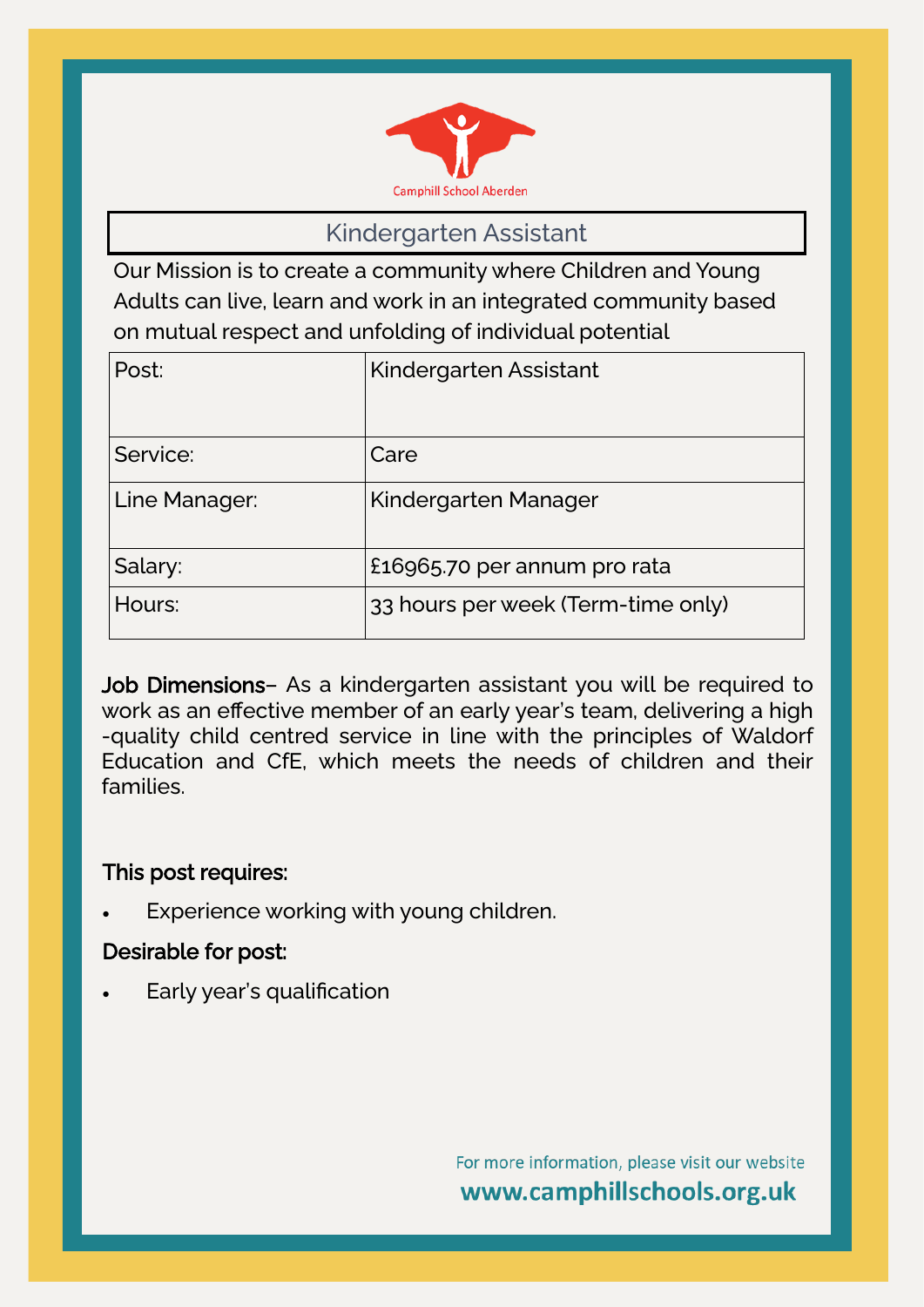Camphill School Aberden

# Kindergarten Assistant

Our Mission is to create a community where Children and Young Adults can live, learn and work in an integrated community based on mutual respect and unfolding of individual potential

| | |
|---|---|
| Post: | Kindergarten Assistant |
| Service: | Care |
| Line Manager: | Kindergarten Manager |
| Salary: | £16965.70 per annum pro rata |
| Hours: | 33 hours per week (Term-time only) |

**Job Dimensions**– As a kindergarten assistant you will be required to work as an effective member of an early year's team, delivering a high -quality child centred service in line with the principles of Waldorf Education and CfE, which meets the needs of children and their families.

**This post requires:**

- Experience working with young children.

**Desirable for post:**

- Early year's qualification

For more information, please visit our website
**www.camphillschools.org.uk**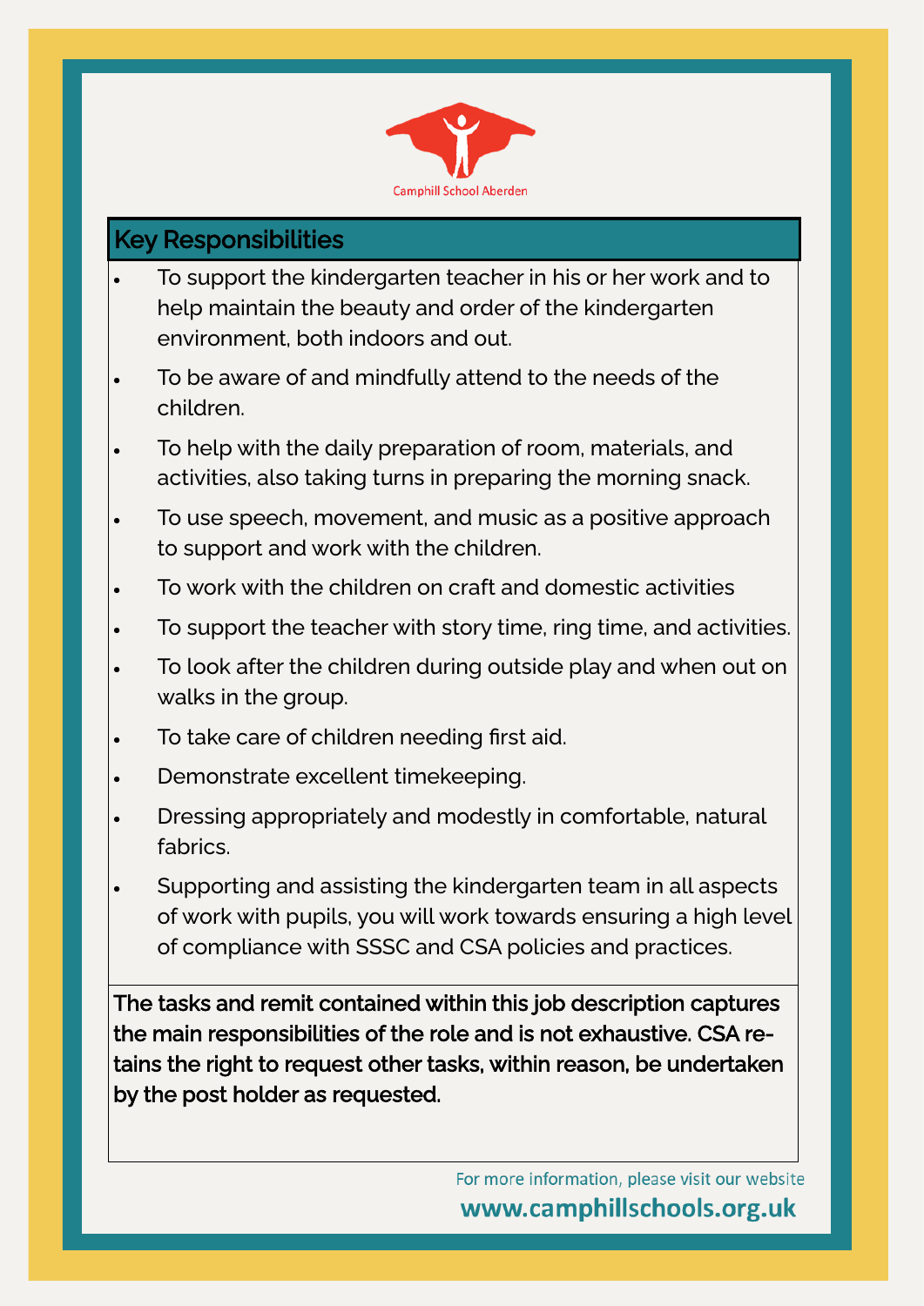Camphill School Aberden

## Key Responsibilities

- To support the kindergarten teacher in his or her work and to help maintain the beauty and order of the kindergarten environment, both indoors and out.
- To be aware of and mindfully attend to the needs of the children.
- To help with the daily preparation of room, materials, and activities, also taking turns in preparing the morning snack.
- To use speech, movement, and music as a positive approach to support and work with the children.
- To work with the children on craft and domestic activities
- To support the teacher with story time, ring time, and activities.
- To look after the children during outside play and when out on walks in the group.
- To take care of children needing first aid.
- Demonstrate excellent timekeeping.
- Dressing appropriately and modestly in comfortable, natural fabrics.
- Supporting and assisting the kindergarten team in all aspects of work with pupils, you will work towards ensuring a high level of compliance with SSSC and CSA policies and practices.

**The tasks and remit contained within this job description captures the main responsibilities of the role and is not exhaustive. CSA retains the right to request other tasks, within reason, be undertaken by the post holder as requested.**

For more information, please visit our website

**www.camphillschools.org.uk**